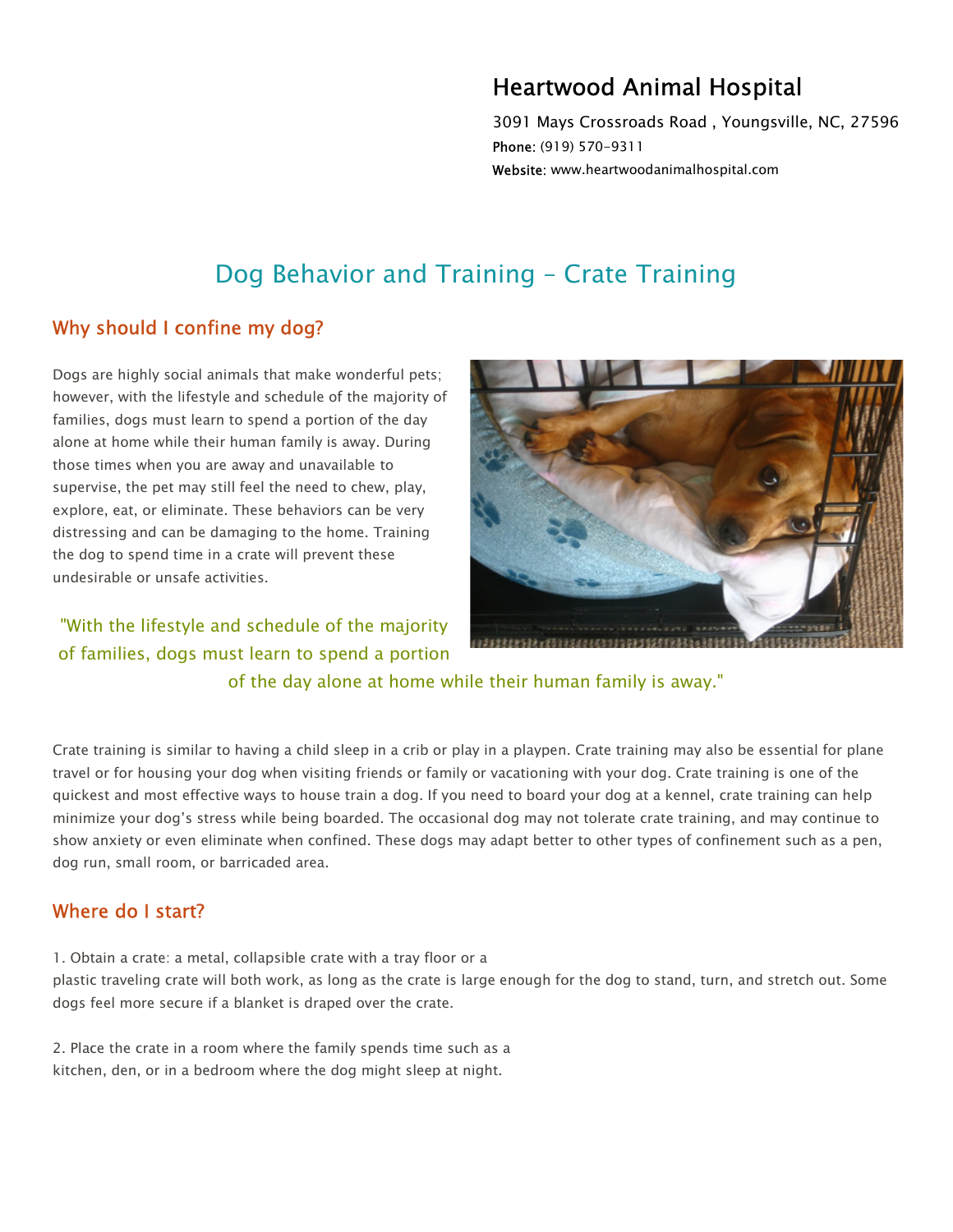# Heartwood Animal Hospital

3091 Mays Crossroads Road , Youngsville, NC, 27596
**Phone:** (919) 570-9311
**Website:** www.heartwoodanimalhospital.com

# Dog Behavior and Training - Crate Training

## Why should I confine my dog?

Dogs are highly social animals that make wonderful pets; however, with the lifestyle and schedule of the majority of families, dogs must learn to spend a portion of the day alone at home while their human family is away. During those times when you are away and unavailable to supervise, the pet may still feel the need to chew, play, explore, eat, or eliminate. These behaviors can be very distressing and can be damaging to the home. Training the dog to spend time in a crate will prevent these undesirable or unsafe activities.

> "With the lifestyle and schedule of the majority of families, dogs must learn to spend a portion of the day alone at home while their human family is away."

Crate training is similar to having a child sleep in a crib or play in a playpen. Crate training may also be essential for plane travel or for housing your dog when visiting friends or family or vacationing with your dog. Crate training is one of the quickest and most effective ways to house train a dog. If you need to board your dog at a kennel, crate training can help minimize your dog's stress while being boarded. The occasional dog may not tolerate crate training, and may continue to show anxiety or even eliminate when confined. These dogs may adapt better to other types of confinement such as a pen, dog run, small room, or barricaded area.

## Where do I start?

1. Obtain a crate: a metal, collapsible crate with a tray floor or a plastic traveling crate will both work, as long as the crate is large enough for the dog to stand, turn, and stretch out. Some dogs feel more secure if a blanket is draped over the crate.

2. Place the crate in a room where the family spends time such as a kitchen, den, or in a bedroom where the dog might sleep at night.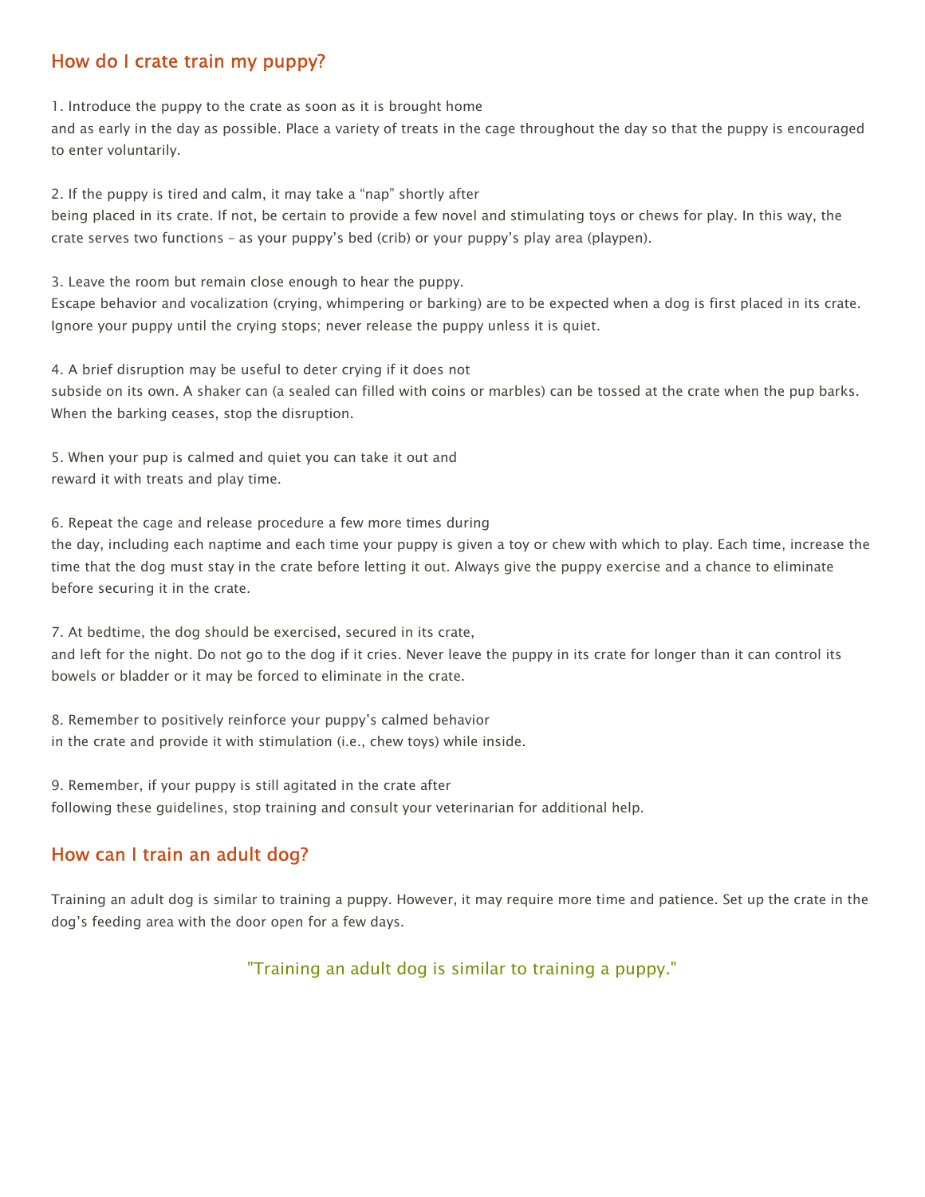## How do I crate train my puppy?

1. Introduce the puppy to the crate as soon as it is brought home and as early in the day as possible. Place a variety of treats in the cage throughout the day so that the puppy is encouraged to enter voluntarily.

2. If the puppy is tired and calm, it may take a "nap" shortly after being placed in its crate. If not, be certain to provide a few novel and stimulating toys or chews for play. In this way, the crate serves two functions – as your puppy's bed (crib) or your puppy's play area (playpen).

3. Leave the room but remain close enough to hear the puppy. Escape behavior and vocalization (crying, whimpering or barking) are to be expected when a dog is first placed in its crate. Ignore your puppy until the crying stops; never release the puppy unless it is quiet.

4. A brief disruption may be useful to deter crying if it does not subside on its own. A shaker can (a sealed can filled with coins or marbles) can be tossed at the crate when the pup barks. When the barking ceases, stop the disruption.

5. When your pup is calmed and quiet you can take it out and reward it with treats and play time.

6. Repeat the cage and release procedure a few more times during the day, including each naptime and each time your puppy is given a toy or chew with which to play. Each time, increase the time that the dog must stay in the crate before letting it out. Always give the puppy exercise and a chance to eliminate before securing it in the crate.

7. At bedtime, the dog should be exercised, secured in its crate, and left for the night. Do not go to the dog if it cries. Never leave the puppy in its crate for longer than it can control its bowels or bladder or it may be forced to eliminate in the crate.

8. Remember to positively reinforce your puppy's calmed behavior in the crate and provide it with stimulation (i.e., chew toys) while inside.

9. Remember, if your puppy is still agitated in the crate after following these guidelines, stop training and consult your veterinarian for additional help.

## How can I train an adult dog?

Training an adult dog is similar to training a puppy. However, it may require more time and patience. Set up the crate in the dog's feeding area with the door open for a few days.

"Training an adult dog is similar to training a puppy."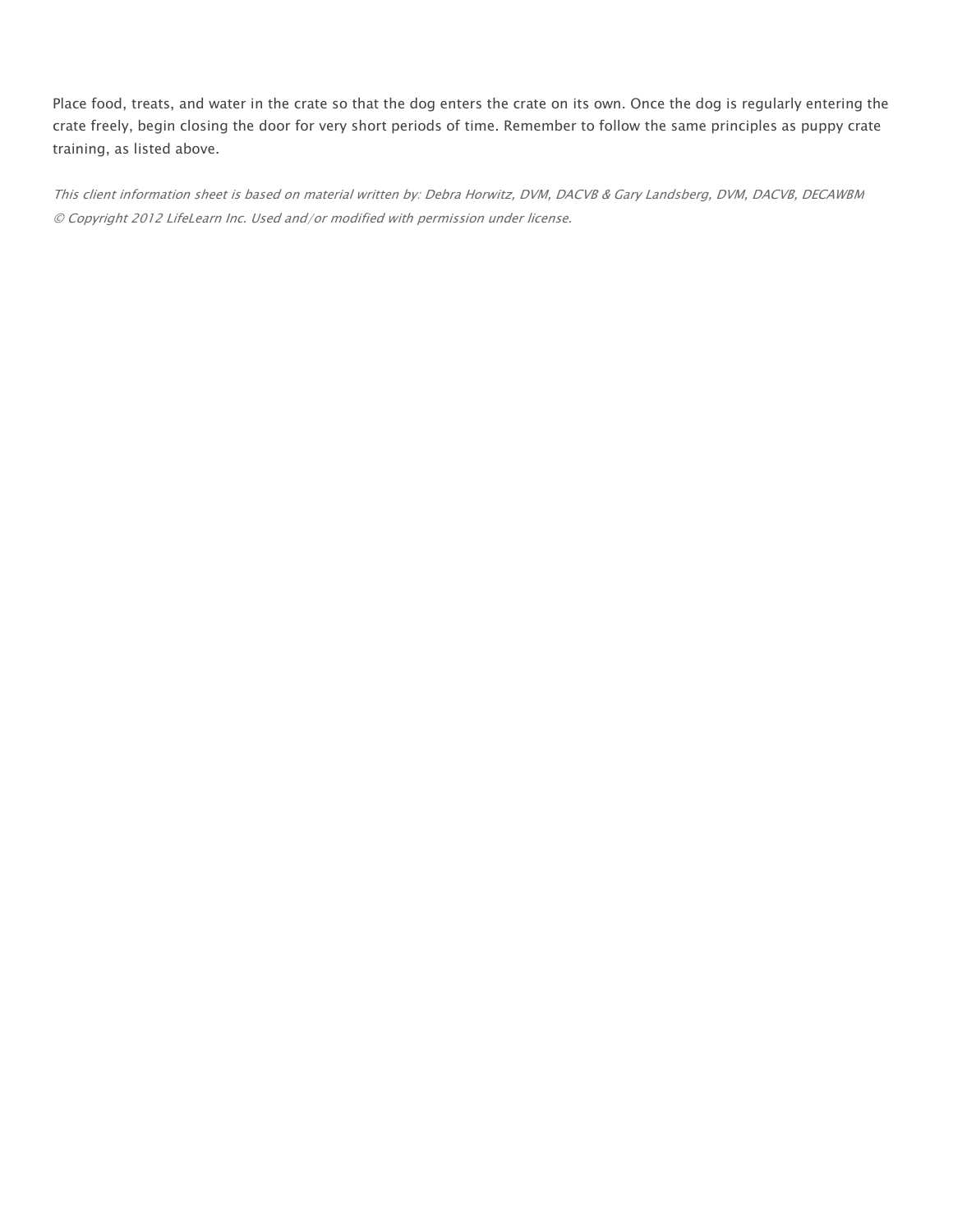Place food, treats, and water in the crate so that the dog enters the crate on its own. Once the dog is regularly entering the crate freely, begin closing the door for very short periods of time. Remember to follow the same principles as puppy crate training, as listed above.

*This client information sheet is based on material written by: Debra Horwitz, DVM, DACVB & Gary Landsberg, DVM, DACVB, DECAWBM*

*© Copyright 2012 LifeLearn Inc. Used and/or modified with permission under license.*